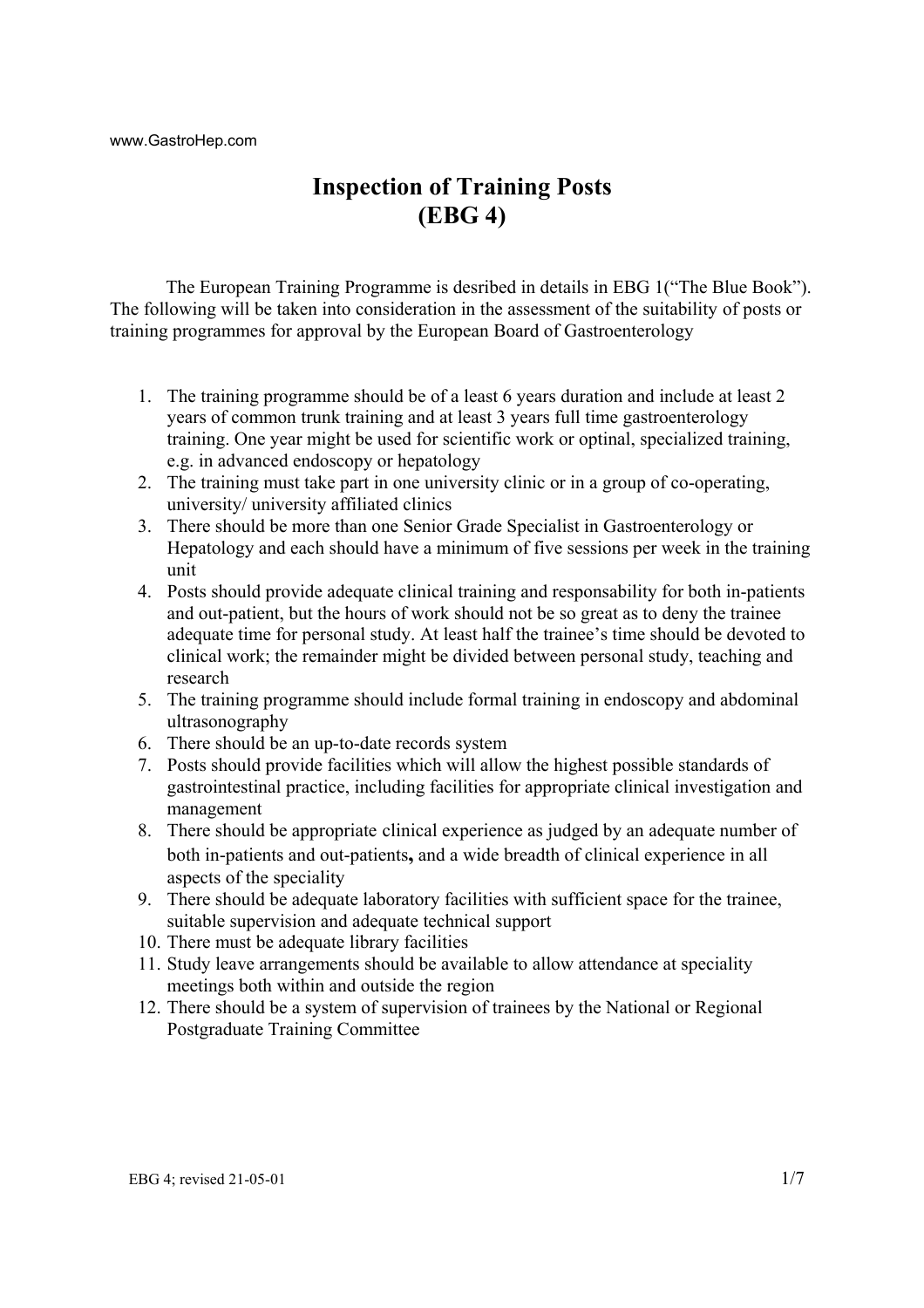www.GastroHep.com

# Inspection of Training Posts
# (EBG 4)

The European Training Programme is desribed in details in EBG 1("The Blue Book"). The following will be taken into consideration in the assessment of the suitability of posts or training programmes for approval by the European Board of Gastroenterology

1. The training programme should be of a least 6 years duration and include at least 2 years of common trunk training and at least 3 years full time gastroenterology training. One year might be used for scientific work or optinal, specialized training, e.g. in advanced endoscopy or hepatology
2. The training must take part in one university clinic or in a group of co-operating, university/ university affiliated clinics
3. There should be more than one Senior Grade Specialist in Gastroenterology or Hepatology and each should have a minimum of five sessions per week in the training unit
4. Posts should provide adequate clinical training and responsability for both in-patients and out-patient, but the hours of work should not be so great as to deny the trainee adequate time for personal study. At least half the trainee's time should be devoted to clinical work; the remainder might be divided between personal study, teaching and research
5. The training programme should include formal training in endoscopy and abdominal ultrasonography
6. There should be an up-to-date records system
7. Posts should provide facilities which will allow the highest possible standards of gastrointestinal practice, including facilities for appropriate clinical investigation and management
8. There should be appropriate clinical experience as judged by an adequate number of both in-patients and out-patients**,** and a wide breadth of clinical experience in all aspects of the speciality
9. There should be adequate laboratory facilities with sufficient space for the trainee, suitable supervision and adequate technical support
10. There must be adequate library facilities
11. Study leave arrangements should be available to allow attendance at speciality meetings both within and outside the region
12. There should be a system of supervision of trainees by the National or Regional Postgraduate Training Committee

EBG 4; revised 21-05-01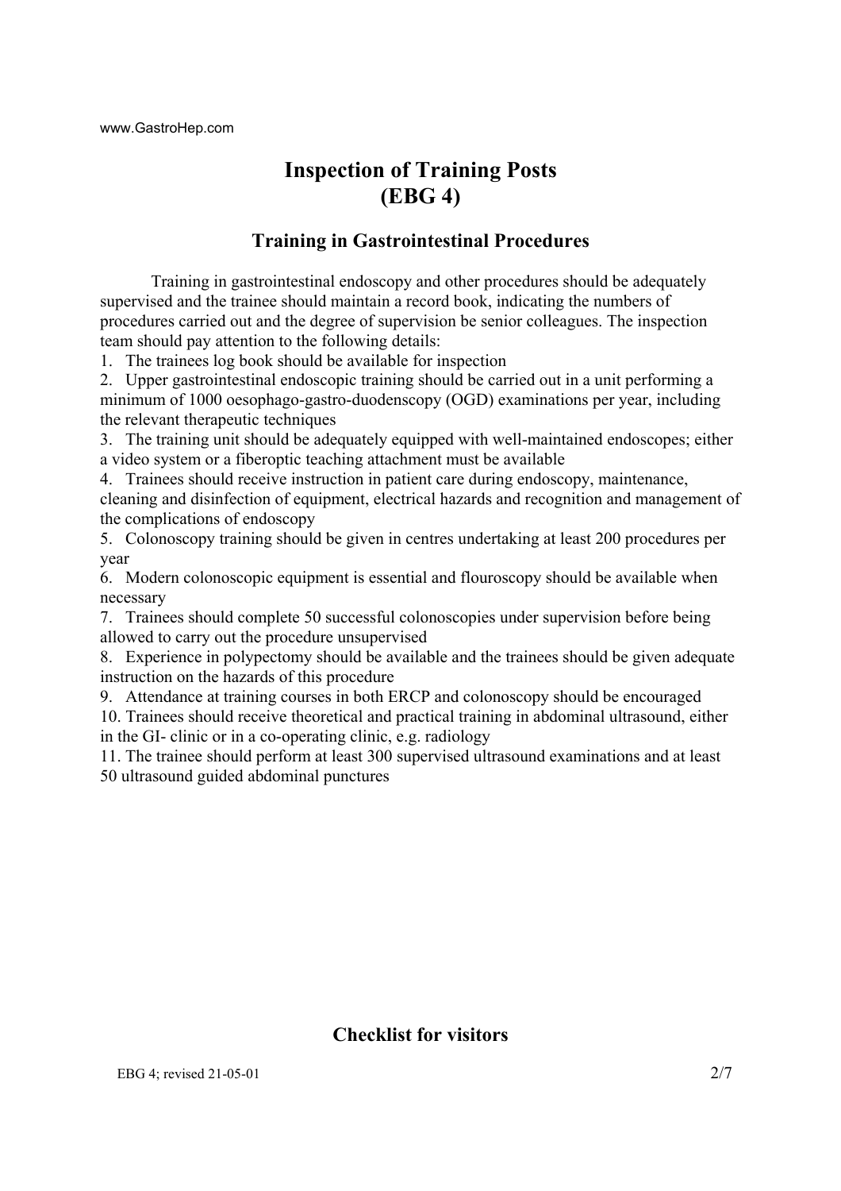# Inspection of Training Posts (EBG 4)

## Training in Gastrointestinal Procedures

Training in gastrointestinal endoscopy and other procedures should be adequately supervised and the trainee should maintain a record book, indicating the numbers of procedures carried out and the degree of supervision be senior colleagues. The inspection team should pay attention to the following details:

1. The trainees log book should be available for inspection
2. Upper gastrointestinal endoscopic training should be carried out in a unit performing a minimum of 1000 oesophago-gastro-duodenscopy (OGD) examinations per year, including the relevant therapeutic techniques
3. The training unit should be adequately equipped with well-maintained endoscopes; either a video system or a fiberoptic teaching attachment must be available
4. Trainees should receive instruction in patient care during endoscopy, maintenance, cleaning and disinfection of equipment, electrical hazards and recognition and management of the complications of endoscopy
5. Colonoscopy training should be given in centres undertaking at least 200 procedures per year
6. Modern colonoscopic equipment is essential and flouroscopy should be available when necessary
7. Trainees should complete 50 successful colonoscopies under supervision before being allowed to carry out the procedure unsupervised
8. Experience in polypectomy should be available and the trainees should be given adequate instruction on the hazards of this procedure
9. Attendance at training courses in both ERCP and colonoscopy should be encouraged
10. Trainees should receive theoretical and practical training in abdominal ultrasound, either in the GI- clinic or in a co-operating clinic, e.g. radiology
11. The trainee should perform at least 300 supervised ultrasound examinations and at least 50 ultrasound guided abdominal punctures

## Checklist for visitors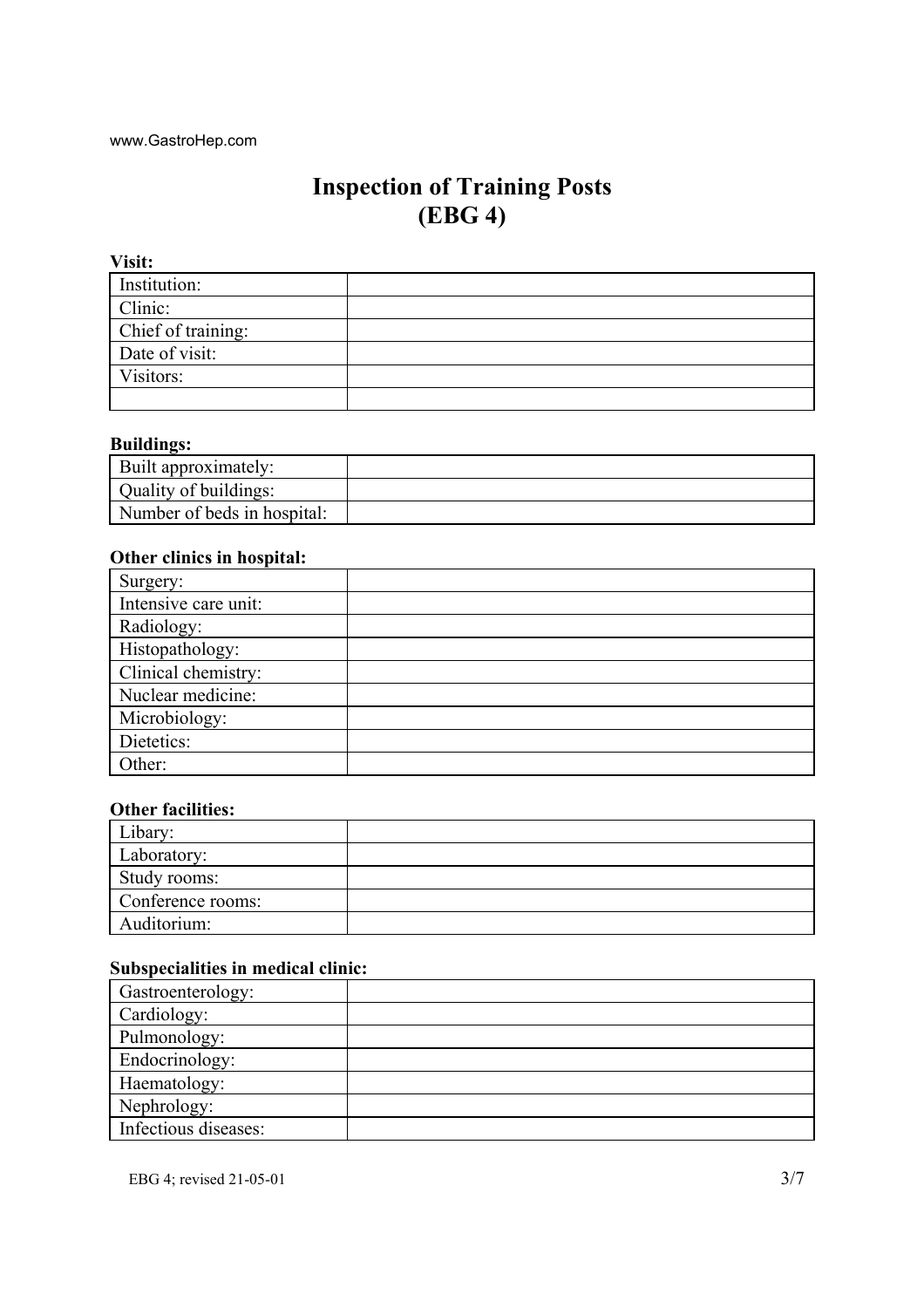www.GastroHep.com

# Inspection of Training Posts
# (EBG 4)

**Visit:**

| | |
|---|---|
| Institution: | |
| Clinic: | |
| Chief of training: | |
| Date of visit: | |
| Visitors: | |
| | |

**Buildings:**

| | |
|---|---|
| Built approximately: | |
| Quality of buildings: | |
| Number of beds in hospital: | |

**Other clinics in hospital:**

| | |
|---|---|
| Surgery: | |
| Intensive care unit: | |
| Radiology: | |
| Histopathology: | |
| Clinical chemistry: | |
| Nuclear medicine: | |
| Microbiology: | |
| Dietetics: | |
| Other: | |

**Other facilities:**

| | |
|---|---|
| Libary: | |
| Laboratory: | |
| Study rooms: | |
| Conference rooms: | |
| Auditorium: | |

**Subspecialities in medical clinic:**

| | |
|---|---|
| Gastroenterology: | |
| Cardiology: | |
| Pulmonology: | |
| Endocrinology: | |
| Haematology: | |
| Nephrology: | |
| Infectious diseases: | |

EBG 4; revised 21-05-01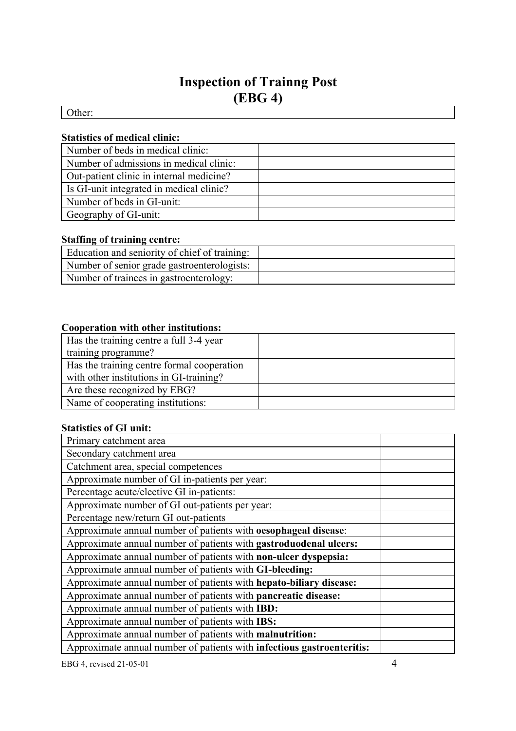# Inspection of Trainng Post
# (EBG 4)

| Other: | |
|---|---|

**Statistics of medical clinic:**

| Number of beds in medical clinic: | |
|---|---|
| Number of admissions in medical clinic: | |
| Out-patient clinic in internal medicine? | |
| Is GI-unit integrated in medical clinic? | |
| Number of beds in GI-unit: | |
| Geography of GI-unit: | |

**Staffing of training centre:**

| Education and seniority of chief of training: | |
|---|---|
| Number of senior grade gastroenterologists: | |
| Number of trainees in gastroenterology: | |

**Cooperation with other institutions:**

| Has the training centre a full 3-4 year training programme? | |
|---|---|
| Has the training centre formal cooperation with other institutions in GI-training? | |
| Are these recognized by EBG? | |
| Name of cooperating institutions: | |

**Statistics of GI unit:**

| Primary catchment area | |
|---|---|
| Secondary catchment area | |
| Catchment area, special competences | |
| Approximate number of GI in-patients per year: | |
| Percentage acute/elective GI in-patients: | |
| Approximate number of GI out-patients per year: | |
| Percentage new/return GI out-patients | |
| Approximate annual number of patients with **oesophageal disease**: | |
| Approximate annual number of patients with **gastroduodenal ulcers:** | |
| Approximate annual number of patients with **non-ulcer dyspepsia:** | |
| Approximate annual number of patients with **GI-bleeding:** | |
| Approximate annual number of patients with **hepato-biliary disease:** | |
| Approximate annual number of patients with **pancreatic disease:** | |
| Approximate annual number of patients with **IBD:** | |
| Approximate annual number of patients with **IBS:** | |
| Approximate annual number of patients with **malnutrition:** | |
| Approximate annual number of patients with **infectious gastroenteritis:** | |

EBG 4, revised 21-05-01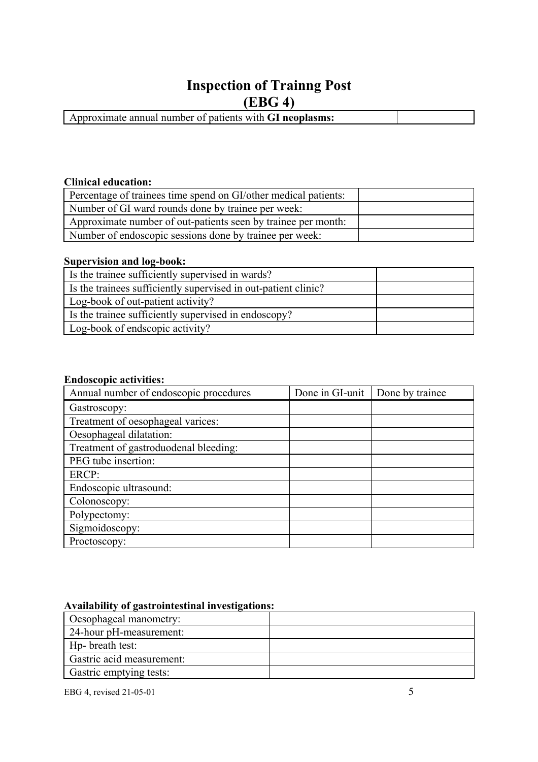# Inspection of Trainng Post
## (EBG 4)

| Approximate annual number of patients with **GI neoplasms:** | |
|---|---|

**Clinical education:**

| Percentage of trainees time spend on GI/other medical patients: | |
|---|---|
| Number of GI ward rounds done by trainee per week: | |
| Approximate number of out-patients seen by trainee per month: | |
| Number of endoscopic sessions done by trainee per week: | |

**Supervision and log-book:**

| Is the trainee sufficiently supervised in wards? | |
|---|---|
| Is the trainees sufficiently supervised in out-patient clinic? | |
| Log-book of out-patient activity? | |
| Is the trainee sufficiently supervised in endoscopy? | |
| Log-book of endscopic activity? | |

**Endoscopic activities:**

| Annual number of endoscopic procedures | Done in GI-unit | Done by trainee |
|---|---|---|
| Gastroscopy: | | |
| Treatment of oesophageal varices: | | |
| Oesophageal dilatation: | | |
| Treatment of gastroduodenal bleeding: | | |
| PEG tube insertion: | | |
| ERCP: | | |
| Endoscopic ultrasound: | | |
| Colonoscopy: | | |
| Polypectomy: | | |
| Sigmoidoscopy: | | |
| Proctoscopy: | | |

**Availability of gastrointestinal investigations:**

| Oesophageal manometry: | |
|---|---|
| 24-hour pH-measurement: | |
| Hp- breath test: | |
| Gastric acid measurement: | |
| Gastric emptying tests: | |

EBG 4, revised 21-05-01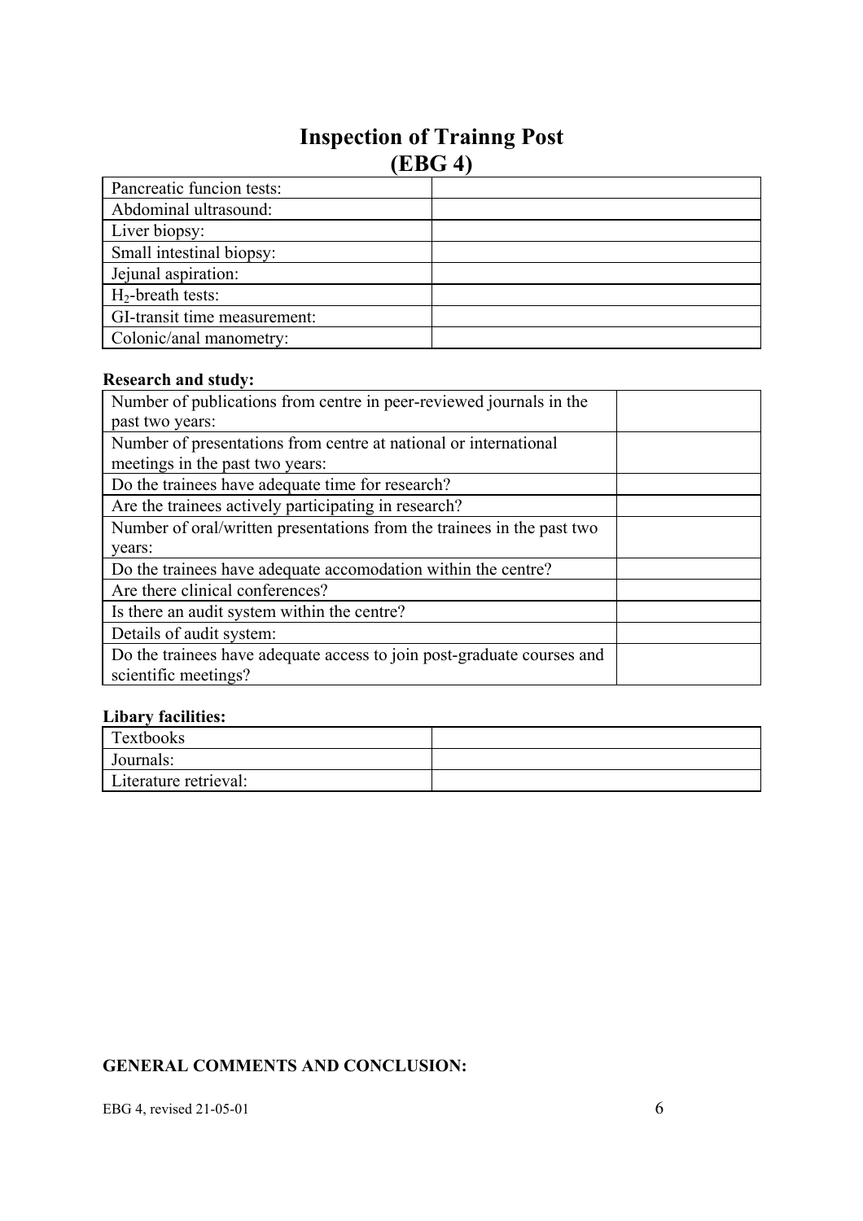# Inspection of Trainng Post
# (EBG 4)

| | |
|---|---|
| Pancreatic funcion tests: | |
| Abdominal ultrasound: | |
| Liver biopsy: | |
| Small intestinal biopsy: | |
| Jejunal aspiration: | |
| $H_2$-breath tests: | |
| GI-transit time measurement: | |
| Colonic/anal manometry: | |

**Research and study:**

| | |
|---|---|
| Number of publications from centre in peer-reviewed journals in the past two years: | |
| Number of presentations from centre at national or international meetings in the past two years: | |
| Do the trainees have adequate time for research? | |
| Are the trainees actively participating in research? | |
| Number of oral/written presentations from the trainees in the past two years: | |
| Do the trainees have adequate accomodation within the centre? | |
| Are there clinical conferences? | |
| Is there an audit system within the centre? | |
| Details of audit system: | |
| Do the trainees have adequate access to join post-graduate courses and scientific meetings? | |

**Libary facilities:**

| | |
|---|---|
| Textbooks | |
| Journals: | |
| Literature retrieval: | |

**GENERAL COMMENTS AND CONCLUSION:**

EBG 4, revised 21-05-01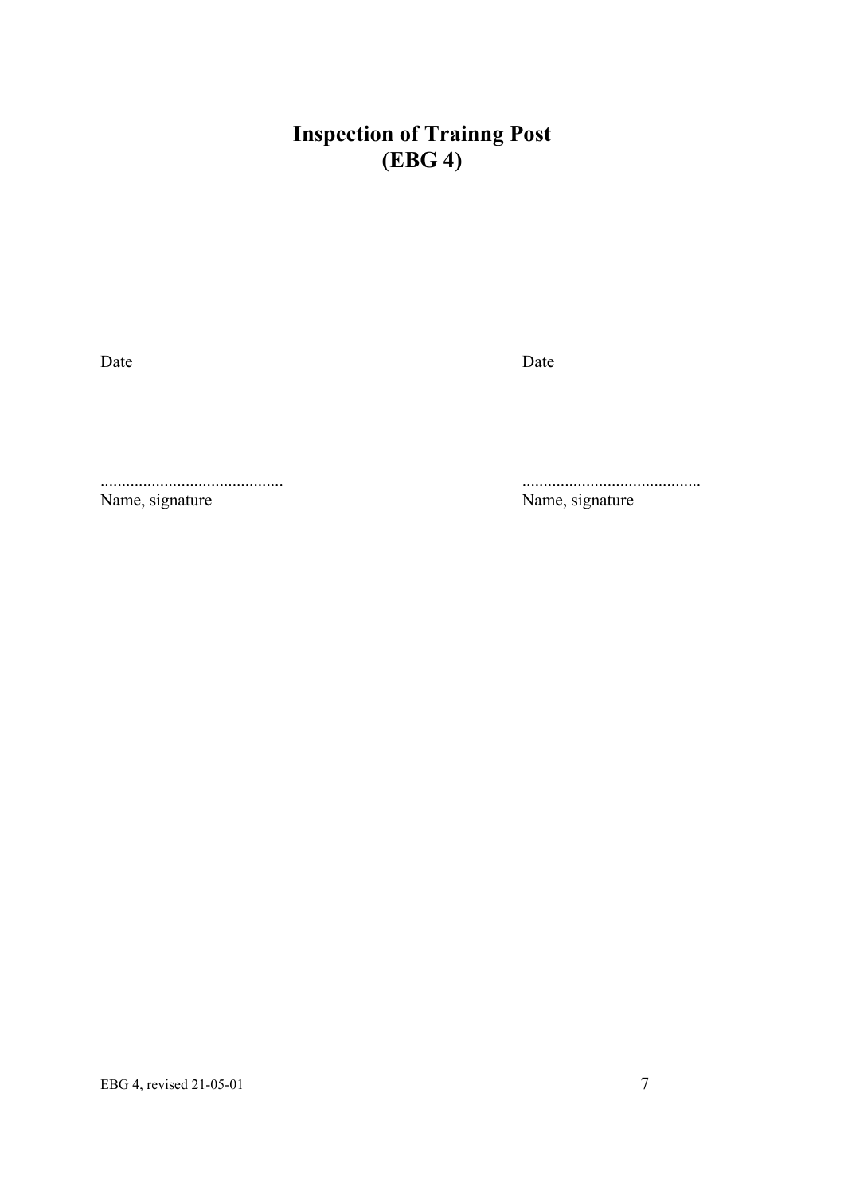# Inspection of Trainng Post (EBG 4)

| | |
|---|---|
| Date | Date |
| ........................................... | .......................................... |
| Name, signature | Name, signature |